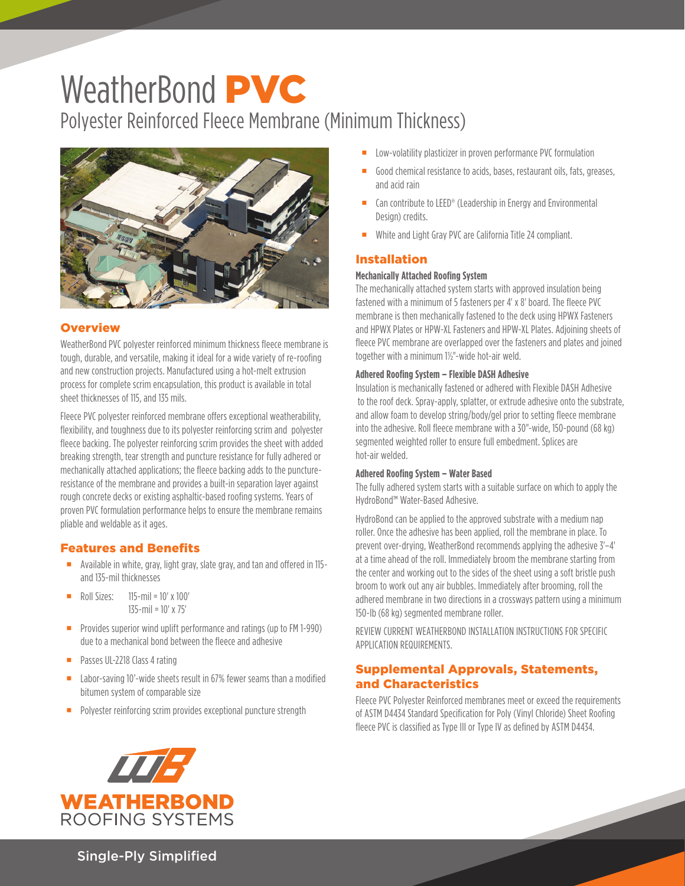# WeatherBond PVC

## Polyester Reinforced Fleece Membrane (Minimum Thickness)

## Overview

WeatherBond PVC polyester reinforced minimum thickness fleece membrane is tough, durable, and versatile, making it ideal for a wide variety of re-roofing and new construction projects. Manufactured using a hot-melt extrusion process for complete scrim encapsulation, this product is available in total sheet thicknesses of 115, and 135 mils.

Fleece PVC polyester reinforced membrane offers exceptional weatherability, flexibility, and toughness due to its polyester reinforcing scrim and polyester fleece backing. The polyester reinforcing scrim provides the sheet with added breaking strength, tear strength and puncture resistance for fully adhered or mechanically attached applications; the fleece backing adds to the puncture-resistance of the membrane and provides a built-in separation layer against rough concrete decks or existing asphaltic-based roofing systems. Years of proven PVC formulation performance helps to ensure the membrane remains pliable and weldable as it ages.

## Features and Benefits

- Available in white, gray, light gray, slate gray, and tan and offered in 115- and 135-mil thicknesses
- Roll Sizes: 115-mil = 10' x 100'
  135-mil = 10' x 75'
- Provides superior wind uplift performance and ratings (up to FM 1-990) due to a mechanical bond between the fleece and adhesive
- Passes UL-2218 Class 4 rating
- Labor-saving 10'-wide sheets result in 67% fewer seams than a modified bitumen system of comparable size
- Polyester reinforcing scrim provides exceptional puncture strength
- Low-volatility plasticizer in proven performance PVC formulation
- Good chemical resistance to acids, bases, restaurant oils, fats, greases, and acid rain
- Can contribute to LEED® (Leadership in Energy and Environmental Design) credits.
- White and Light Gray PVC are California Title 24 compliant.

## Installation

### Mechanically Attached Roofing System

The mechanically attached system starts with approved insulation being fastened with a minimum of 5 fasteners per 4' x 8' board. The fleece PVC membrane is then mechanically fastened to the deck using HPWX Fasteners and HPWX Plates or HPW-XL Fasteners and HPW-XL Plates. Adjoining sheets of fleece PVC membrane are overlapped over the fasteners and plates and joined together with a minimum 1½"-wide hot-air weld.

### Adhered Roofing System – Flexible DASH Adhesive

Insulation is mechanically fastened or adhered with Flexible DASH Adhesive to the roof deck. Spray-apply, splatter, or extrude adhesive onto the substrate, and allow foam to develop string/body/gel prior to setting fleece membrane into the adhesive. Roll fleece membrane with a 30"-wide, 150-pound (68 kg) segmented weighted roller to ensure full embedment. Splices are hot-air welded.

### Adhered Roofing System – Water Based

The fully adhered system starts with a suitable surface on which to apply the HydroBond™ Water-Based Adhesive.

HydroBond can be applied to the approved substrate with a medium nap roller. Once the adhesive has been applied, roll the membrane in place. To prevent over-drying, WeatherBond recommends applying the adhesive 3'–4' at a time ahead of the roll. Immediately broom the membrane starting from the center and working out to the sides of the sheet using a soft bristle push broom to work out any air bubbles. Immediately after brooming, roll the adhered membrane in two directions in a crossways pattern using a minimum 150-lb (68 kg) segmented membrane roller.

REVIEW CURRENT WEATHERBOND INSTALLATION INSTRUCTIONS FOR SPECIFIC APPLICATION REQUIREMENTS.

## Supplemental Approvals, Statements, and Characteristics

Fleece PVC Polyester Reinforced membranes meet or exceed the requirements of ASTM D4434 Standard Specification for Poly (Vinyl Chloride) Sheet Roofing fleece PVC is classified as Type III or Type IV as defined by ASTM D4434.

WEATHERBOND ROOFING SYSTEMS

Single-Ply Simplified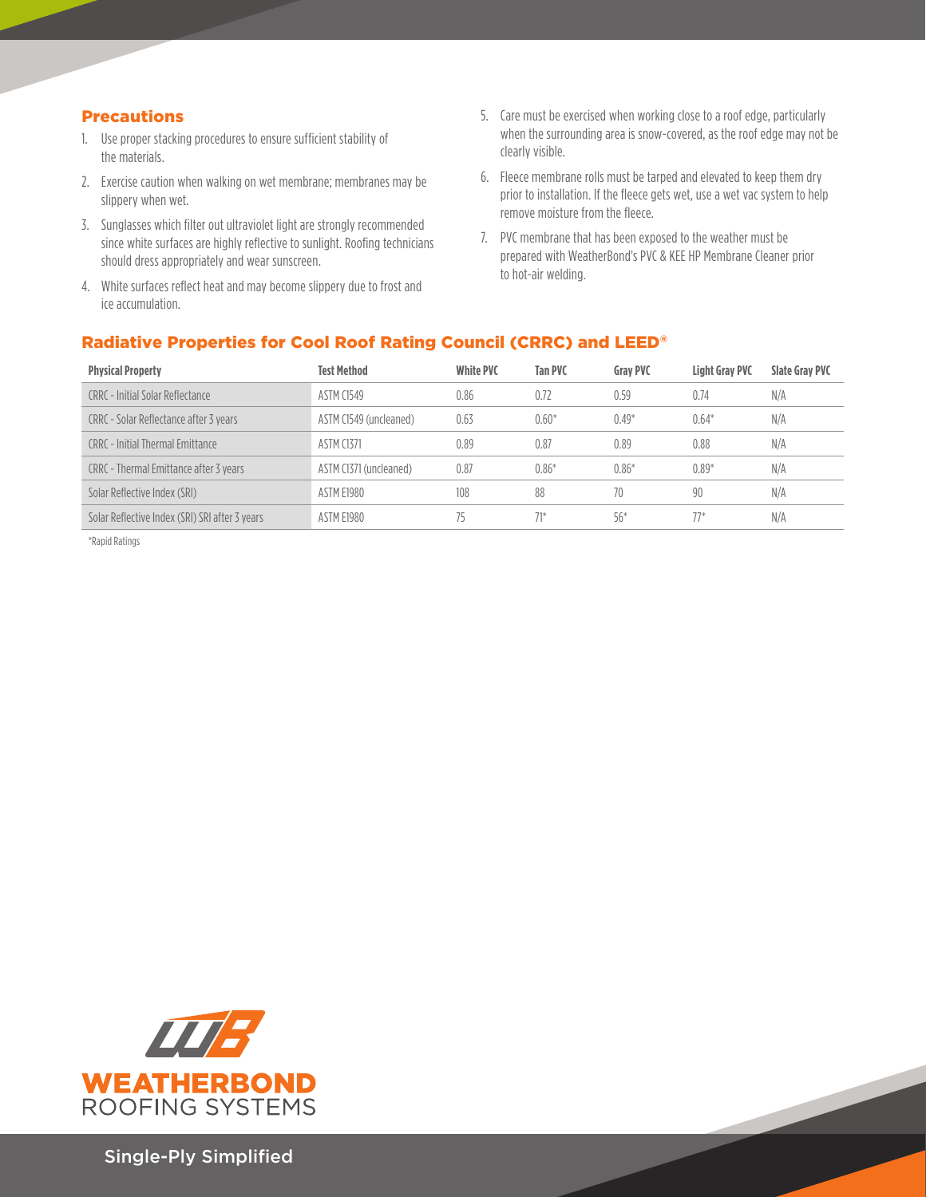## Precautions

1. Use proper stacking procedures to ensure sufficient stability of the materials.
2. Exercise caution when walking on wet membrane; membranes may be slippery when wet.
3. Sunglasses which filter out ultraviolet light are strongly recommended since white surfaces are highly reflective to sunlight. Roofing technicians should dress appropriately and wear sunscreen.
4. White surfaces reflect heat and may become slippery due to frost and ice accumulation.
5. Care must be exercised when working close to a roof edge, particularly when the surrounding area is snow-covered, as the roof edge may not be clearly visible.
6. Fleece membrane rolls must be tarped and elevated to keep them dry prior to installation. If the fleece gets wet, use a wet vac system to help remove moisture from the fleece.
7. PVC membrane that has been exposed to the weather must be prepared with WeatherBond's PVC & KEE HP Membrane Cleaner prior to hot-air welding.

## Radiative Properties for Cool Roof Rating Council (CRRC) and LEED®

| Physical Property | Test Method | White PVC | Tan PVC | Gray PVC | Light Gray PVC | Slate Gray PVC |
|---|---|---|---|---|---|---|
| CRRC - Initial Solar Reflectance | ASTM C1549 | 0.86 | 0.72 | 0.59 | 0.74 | N/A |
| CRRC - Solar Reflectance after 3 years | ASTM C1549 (uncleaned) | 0.63 | 0.60* | 0.49* | 0.64* | N/A |
| CRRC - Initial Thermal Emittance | ASTM C1371 | 0.89 | 0.87 | 0.89 | 0.88 | N/A |
| CRRC - Thermal Emittance after 3 years | ASTM C1371 (uncleaned) | 0.87 | 0.86* | 0.86* | 0.89* | N/A |
| Solar Reflective Index (SRI) | ASTM E1980 | 108 | 88 | 70 | 90 | N/A |
| Solar Reflective Index (SRI) SRI after 3 years | ASTM E1980 | 75 | 71* | 56* | 77* | N/A |

*Rapid Ratings

WEATHERBOND
ROOFING SYSTEMS

Single-Ply Simplified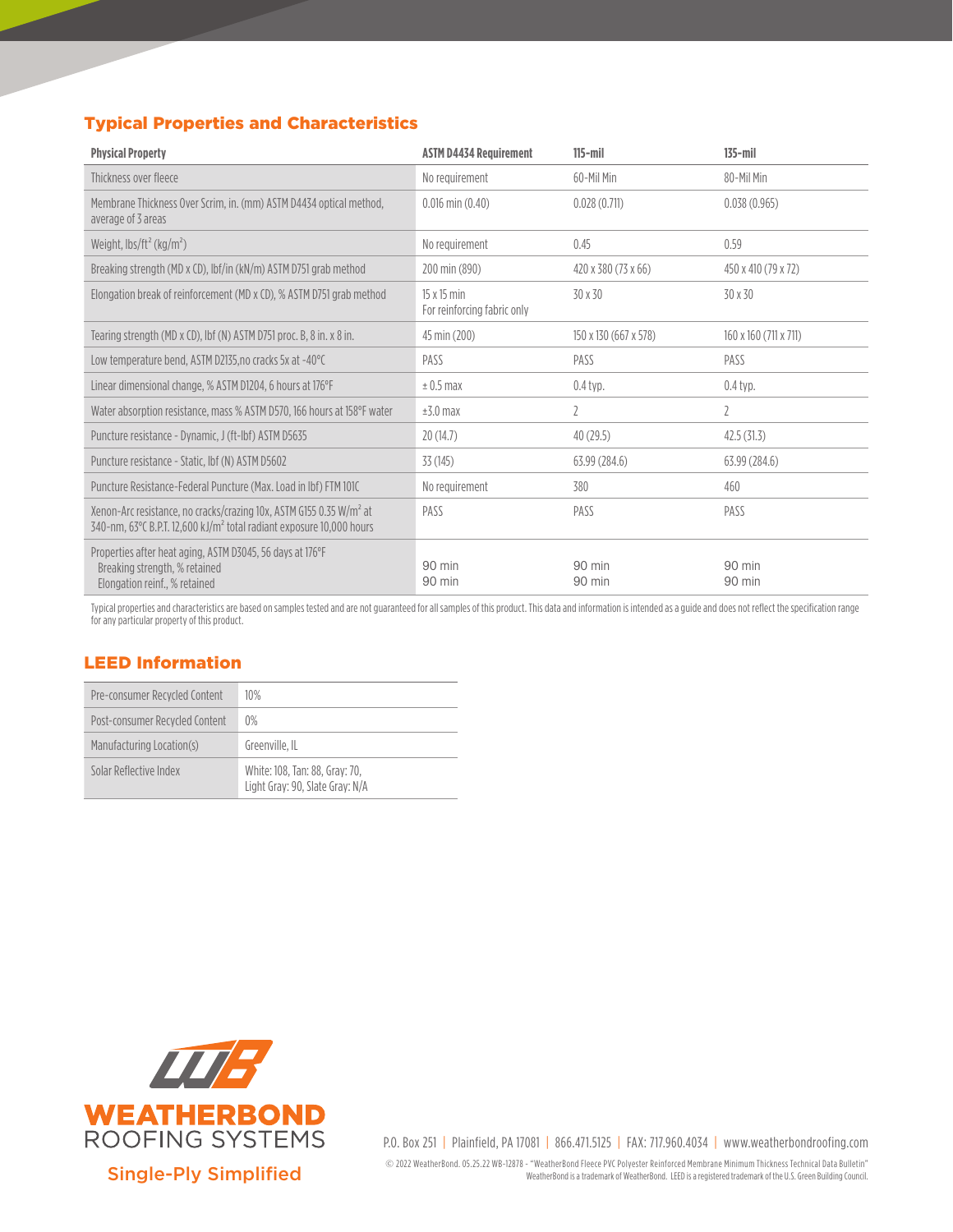## Typical Properties and Characteristics

| Physical Property | ASTM D4434 Requirement | 115-mil | 135-mil |
|---|---|---|---|
| Thickness over fleece | No requirement | 60-Mil Min | 80-Mil Min |
| Membrane Thickness Over Scrim, in. (mm) ASTM D4434 optical method, average of 3 areas | 0.016 min (0.40) | 0.028 (0.711) | 0.038 (0.965) |
| Weight, lbs/ft² (kg/m²) | No requirement | 0.45 | 0.59 |
| Breaking strength (MD x CD), lbf/in (kN/m) ASTM D751 grab method | 200 min (890) | 420 x 380 (73 x 66) | 450 x 410 (79 x 72) |
| Elongation break of reinforcement (MD x CD), % ASTM D751 grab method | 15 x 15 min For reinforcing fabric only | 30 x 30 | 30 x 30 |
| Tearing strength (MD x CD), lbf (N) ASTM D751 proc. B, 8 in. x 8 in. | 45 min (200) | 150 x 130 (667 x 578) | 160 x 160 (711 x 711) |
| Low temperature bend, ASTM D2135,no cracks 5x at -40°C | PASS | PASS | PASS |
| Linear dimensional change, % ASTM D1204, 6 hours at 176°F | ± 0.5 max | 0.4 typ. | 0.4 typ. |
| Water absorption resistance, mass % ASTM D570, 166 hours at 158°F water | ±3.0 max | 2 | 2 |
| Puncture resistance - Dynamic, J (ft-lbf) ASTM D5635 | 20 (14.7) | 40 (29.5) | 42.5 (31.3) |
| Puncture resistance - Static, lbf (N) ASTM D5602 | 33 (145) | 63.99 (284.6) | 63.99 (284.6) |
| Puncture Resistance-Federal Puncture (Max. Load in lbf) FTM 101C | No requirement | 380 | 460 |
| Xenon-Arc resistance, no cracks/crazing 10x, ASTM G155 0.35 W/m² at 340-nm, 63°C B.P.T. 12,600 kJ/m² total radiant exposure 10,000 hours | PASS | PASS | PASS |
| Properties after heat aging, ASTM D3045, 56 days at 176°F<br>Breaking strength, % retained<br>Elongation reinf., % retained | <br>90 min<br>90 min | <br>90 min<br>90 min | <br>90 min<br>90 min |

Typical properties and characteristics are based on samples tested and are not guaranteed for all samples of this product. This data and information is intended as a guide and does not reflect the specification range for any particular property of this product.

## LEED Information

| | |
|---|---|
| Pre-consumer Recycled Content | 10% |
| Post-consumer Recycled Content | 0% |
| Manufacturing Location(s) | Greenville, IL |
| Solar Reflective Index | White: 108, Tan: 88, Gray: 70, Light Gray: 90, Slate Gray: N/A |

WEATHERBOND ROOFING SYSTEMS

Single-Ply Simplified

P.O. Box 251 | Plainfield, PA 17081 | 866.471.5125 | FAX: 717.960.4034 | www.weatherbondroofing.com

© 2022 WeatherBond. 05.25.22 WB-12878 - "WeatherBond Fleece PVC Polyester Reinforced Membrane Minimum Thickness Technical Data Bulletin"
WeatherBond is a trademark of WeatherBond. LEED is a registered trademark of the U.S. Green Building Council.